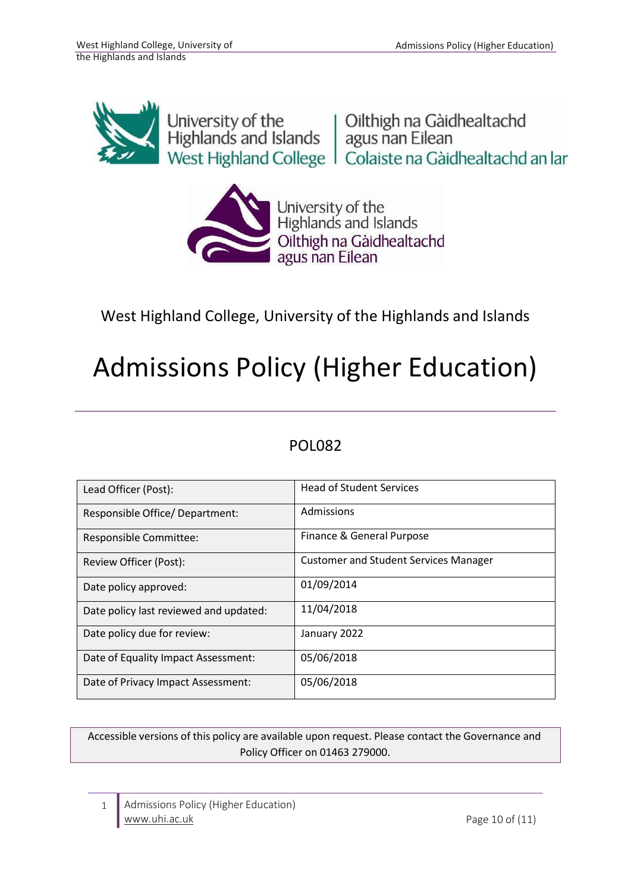West Highland College, University of the Highlands and Islands

# Admissions Policy (Higher Education)

## POL082

| Lead Officer (Post): | Head of Student Services |
|---|---|
| Responsible Office/ Department: | Admissions |
| Responsible Committee: | Finance & General Purpose |
| Review Officer (Post): | Customer and Student Services Manager |
| Date policy approved: | 01/09/2014 |
| Date policy last reviewed and updated: | 11/04/2018 |
| Date policy due for review: | January 2022 |
| Date of Equality Impact Assessment: | 05/06/2018 |
| Date of Privacy Impact Assessment: | 05/06/2018 |

Accessible versions of this policy are available upon request. Please contact the Governance and Policy Officer on 01463 279000.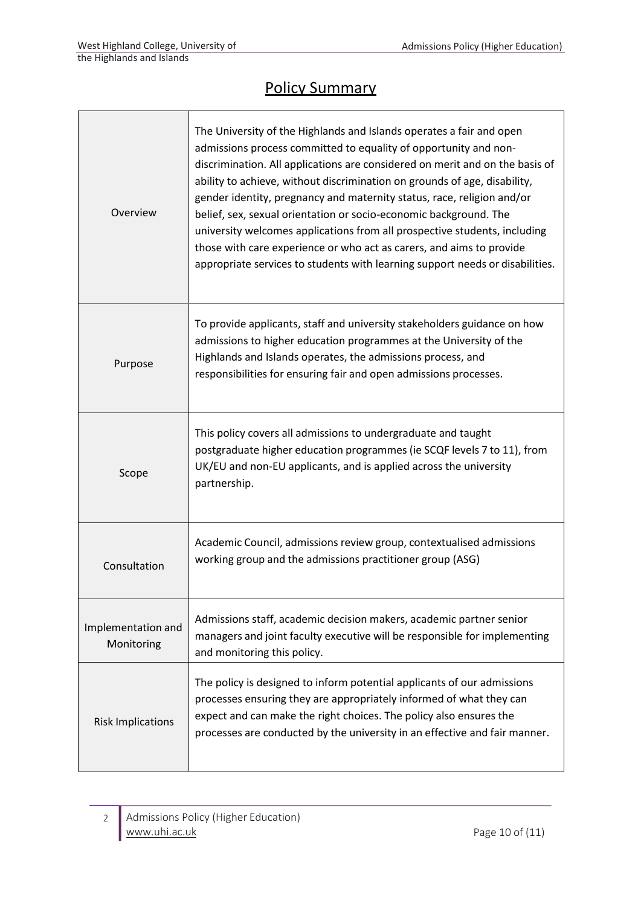## Policy Summary

| | |
|---|---|
| Overview | The University of the Highlands and Islands operates a fair and open admissions process committed to equality of opportunity and non-discrimination. All applications are considered on merit and on the basis of ability to achieve, without discrimination on grounds of age, disability, gender identity, pregnancy and maternity status, race, religion and/or belief, sex, sexual orientation or socio-economic background. The university welcomes applications from all prospective students, including those with care experience or who act as carers, and aims to provide appropriate services to students with learning support needs or disabilities. |
| Purpose | To provide applicants, staff and university stakeholders guidance on how admissions to higher education programmes at the University of the Highlands and Islands operates, the admissions process, and responsibilities for ensuring fair and open admissions processes. |
| Scope | This policy covers all admissions to undergraduate and taught postgraduate higher education programmes (ie SCQF levels 7 to 11), from UK/EU and non-EU applicants, and is applied across the university partnership. |
| Consultation | Academic Council, admissions review group, contextualised admissions working group and the admissions practitioner group (ASG) |
| Implementation and Monitoring | Admissions staff, academic decision makers, academic partner senior managers and joint faculty executive will be responsible for implementing and monitoring this policy. |
| Risk Implications | The policy is designed to inform potential applicants of our admissions processes ensuring they are appropriately informed of what they can expect and can make the right choices. The policy also ensures the processes are conducted by the university in an effective and fair manner. |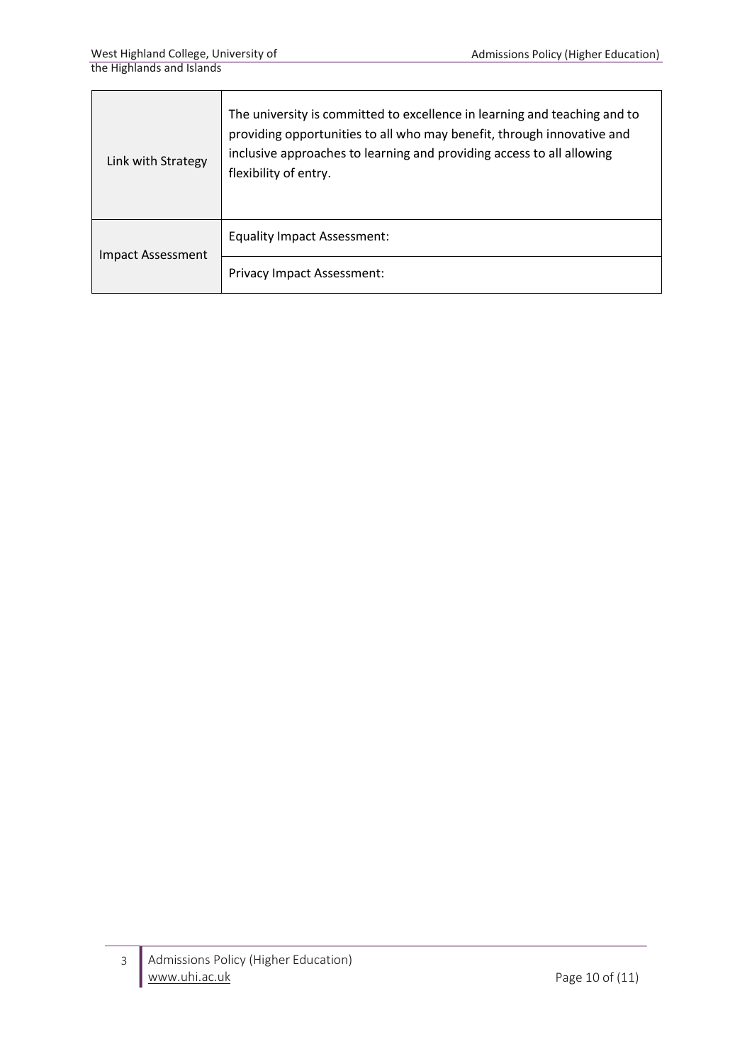| | | |
|---|---|---|
| Link with Strategy | The university is committed to excellence in learning and teaching and to providing opportunities to all who may benefit, through innovative and inclusive approaches to learning and providing access to all allowing flexibility of entry. | |
| Impact Assessment | Equality Impact Assessment: | |
| | Privacy Impact Assessment: | |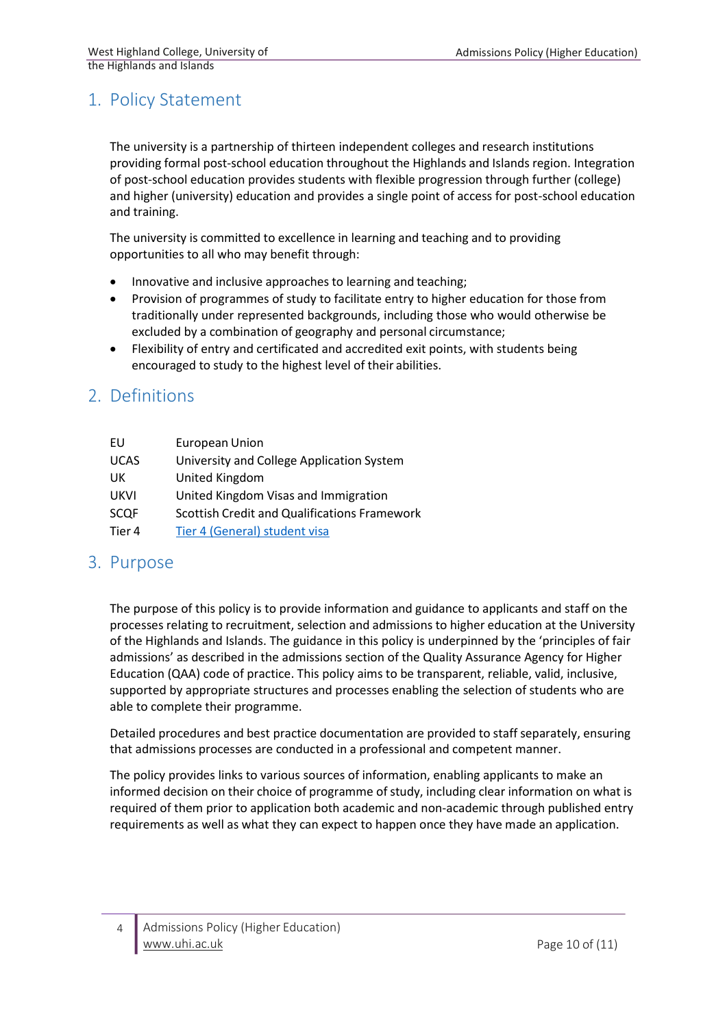## 1. Policy Statement

The university is a partnership of thirteen independent colleges and research institutions providing formal post-school education throughout the Highlands and Islands region. Integration of post-school education provides students with flexible progression through further (college) and higher (university) education and provides a single point of access for post-school education and training.

The university is committed to excellence in learning and teaching and to providing opportunities to all who may benefit through:

- Innovative and inclusive approaches to learning and teaching;
- Provision of programmes of study to facilitate entry to higher education for those from traditionally under represented backgrounds, including those who would otherwise be excluded by a combination of geography and personal circumstance;
- Flexibility of entry and certificated and accredited exit points, with students being encouraged to study to the highest level of their abilities.

## 2. Definitions

| | |
|---|---|
| EU | European Union |
| UCAS | University and College Application System |
| UK | United Kingdom |
| UKVI | United Kingdom Visas and Immigration |
| SCQF | Scottish Credit and Qualifications Framework |
| Tier 4 | Tier 4 (General) student visa |

## 3. Purpose

The purpose of this policy is to provide information and guidance to applicants and staff on the processes relating to recruitment, selection and admissions to higher education at the University of the Highlands and Islands. The guidance in this policy is underpinned by the 'principles of fair admissions' as described in the admissions section of the Quality Assurance Agency for Higher Education (QAA) code of practice. This policy aims to be transparent, reliable, valid, inclusive, supported by appropriate structures and processes enabling the selection of students who are able to complete their programme.

Detailed procedures and best practice documentation are provided to staff separately, ensuring that admissions processes are conducted in a professional and competent manner.

The policy provides links to various sources of information, enabling applicants to make an informed decision on their choice of programme of study, including clear information on what is required of them prior to application both academic and non-academic through published entry requirements as well as what they can expect to happen once they have made an application.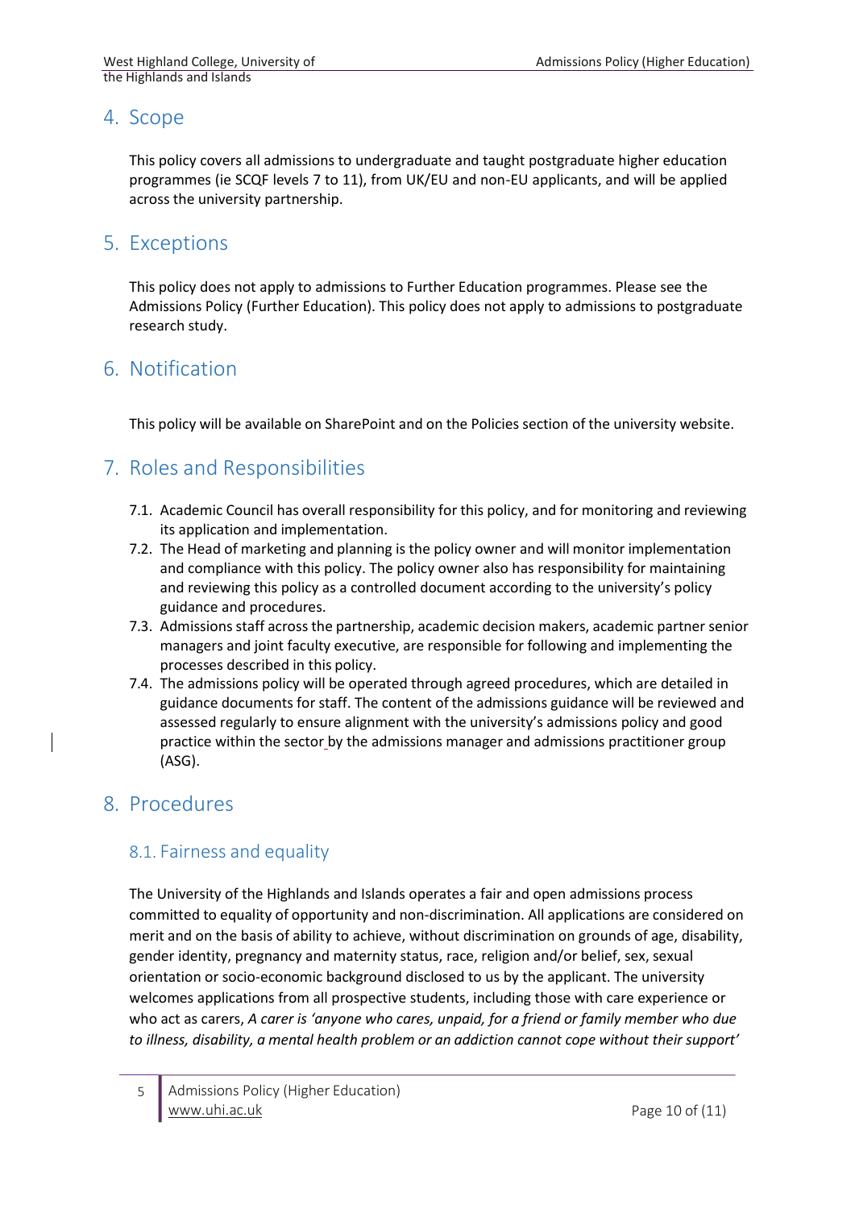## 4. Scope

This policy covers all admissions to undergraduate and taught postgraduate higher education programmes (ie SCQF levels 7 to 11), from UK/EU and non-EU applicants, and will be applied across the university partnership.

## 5. Exceptions

This policy does not apply to admissions to Further Education programmes. Please see the Admissions Policy (Further Education). This policy does not apply to admissions to postgraduate research study.

## 6. Notification

This policy will be available on SharePoint and on the Policies section of the university website.

## 7. Roles and Responsibilities

7.1. Academic Council has overall responsibility for this policy, and for monitoring and reviewing its application and implementation.

7.2. The Head of marketing and planning is the policy owner and will monitor implementation and compliance with this policy. The policy owner also has responsibility for maintaining and reviewing this policy as a controlled document according to the university's policy guidance and procedures.

7.3. Admissions staff across the partnership, academic decision makers, academic partner senior managers and joint faculty executive, are responsible for following and implementing the processes described in this policy.

7.4. The admissions policy will be operated through agreed procedures, which are detailed in guidance documents for staff. The content of the admissions guidance will be reviewed and assessed regularly to ensure alignment with the university's admissions policy and good practice within the sector by the admissions manager and admissions practitioner group (ASG).

## 8. Procedures

### 8.1. Fairness and equality

The University of the Highlands and Islands operates a fair and open admissions process committed to equality of opportunity and non-discrimination. All applications are considered on merit and on the basis of ability to achieve, without discrimination on grounds of age, disability, gender identity, pregnancy and maternity status, race, religion and/or belief, sex, sexual orientation or socio-economic background disclosed to us by the applicant. The university welcomes applications from all prospective students, including those with care experience or who act as carers, *A carer is 'anyone who cares, unpaid, for a friend or family member who due to illness, disability, a mental health problem or an addiction cannot cope without their support'*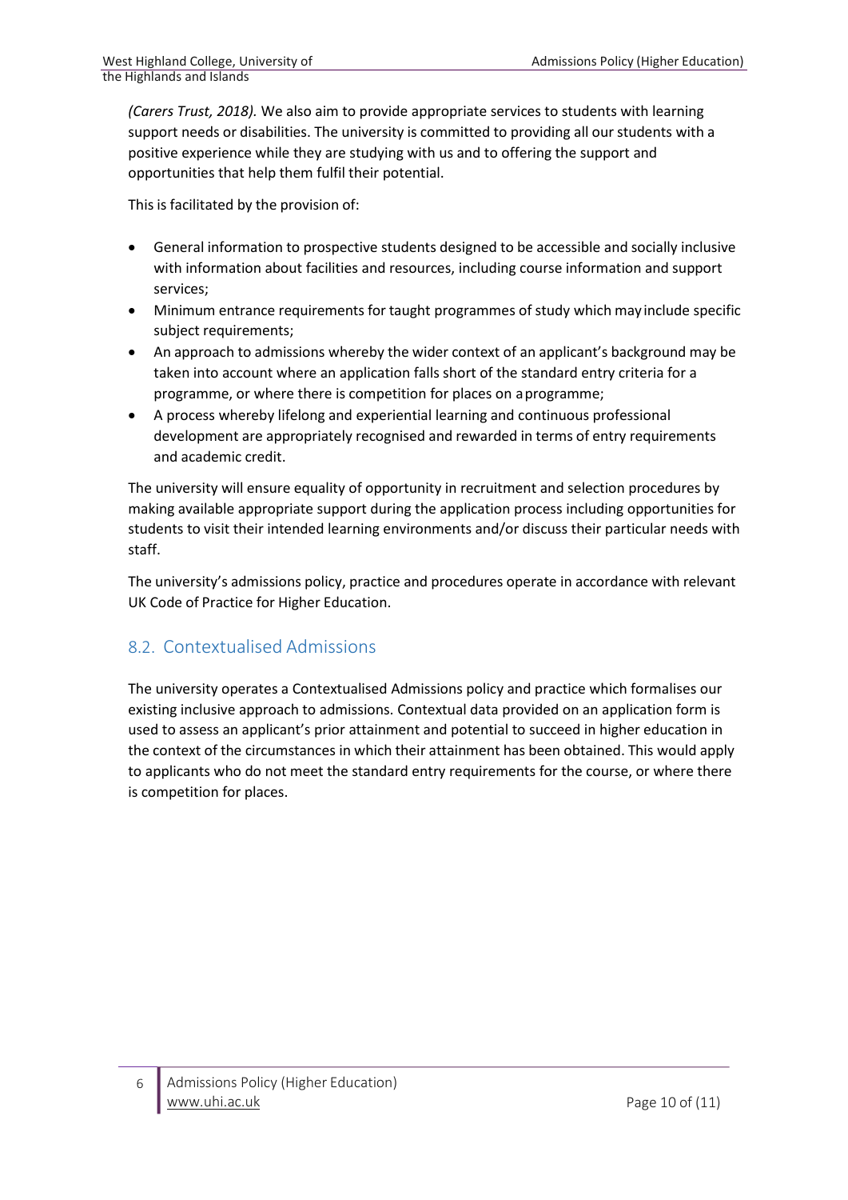*(Carers Trust, 2018).* We also aim to provide appropriate services to students with learning support needs or disabilities. The university is committed to providing all our students with a positive experience while they are studying with us and to offering the support and opportunities that help them fulfil their potential.

This is facilitated by the provision of:

- General information to prospective students designed to be accessible and socially inclusive with information about facilities and resources, including course information and support services;
- Minimum entrance requirements for taught programmes of study which may include specific subject requirements;
- An approach to admissions whereby the wider context of an applicant's background may be taken into account where an application falls short of the standard entry criteria for a programme, or where there is competition for places on a programme;
- A process whereby lifelong and experiential learning and continuous professional development are appropriately recognised and rewarded in terms of entry requirements and academic credit.

The university will ensure equality of opportunity in recruitment and selection procedures by making available appropriate support during the application process including opportunities for students to visit their intended learning environments and/or discuss their particular needs with staff.

The university's admissions policy, practice and procedures operate in accordance with relevant UK Code of Practice for Higher Education.

## 8.2. Contextualised Admissions

The university operates a Contextualised Admissions policy and practice which formalises our existing inclusive approach to admissions. Contextual data provided on an application form is used to assess an applicant's prior attainment and potential to succeed in higher education in the context of the circumstances in which their attainment has been obtained. This would apply to applicants who do not meet the standard entry requirements for the course, or where there is competition for places.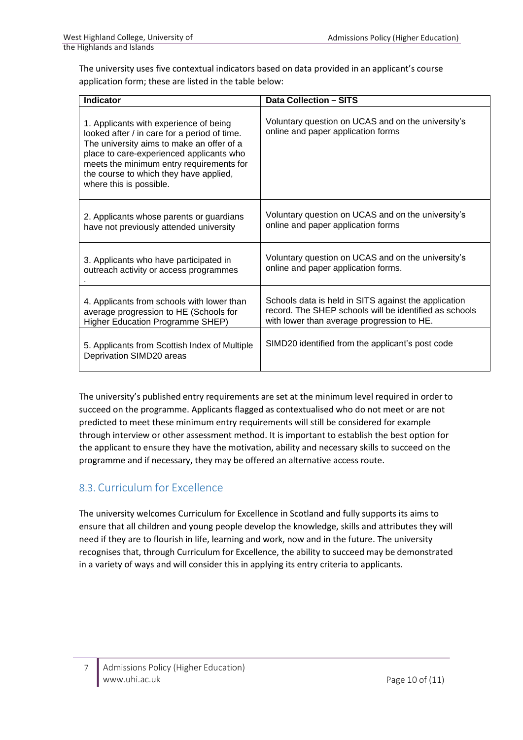The university uses five contextual indicators based on data provided in an applicant's course application form; these are listed in the table below:

| Indicator | Data Collection – SITS |
|---|---|
| 1. Applicants with experience of being looked after / in care for a period of time. The university aims to make an offer of a place to care-experienced applicants who meets the minimum entry requirements for the course to which they have applied, where this is possible. | Voluntary question on UCAS and on the university's online and paper application forms |
| 2. Applicants whose parents or guardians have not previously attended university | Voluntary question on UCAS and on the university's online and paper application forms |
| 3. Applicants who have participated in outreach activity or access programmes . | Voluntary question on UCAS and on the university's online and paper application forms. |
| 4. Applicants from schools with lower than average progression to HE (Schools for Higher Education Programme SHEP) | Schools data is held in SITS against the application record. The SHEP schools will be identified as schools with lower than average progression to HE. |
| 5. Applicants from Scottish Index of Multiple Deprivation SIMD20 areas | SIMD20 identified from the applicant's post code |

The university's published entry requirements are set at the minimum level required in order to succeed on the programme. Applicants flagged as contextualised who do not meet or are not predicted to meet these minimum entry requirements will still be considered for example through interview or other assessment method. It is important to establish the best option for the applicant to ensure they have the motivation, ability and necessary skills to succeed on the programme and if necessary, they may be offered an alternative access route.

## 8.3. Curriculum for Excellence

The university welcomes Curriculum for Excellence in Scotland and fully supports its aims to ensure that all children and young people develop the knowledge, skills and attributes they will need if they are to flourish in life, learning and work, now and in the future. The university recognises that, through Curriculum for Excellence, the ability to succeed may be demonstrated in a variety of ways and will consider this in applying its entry criteria to applicants.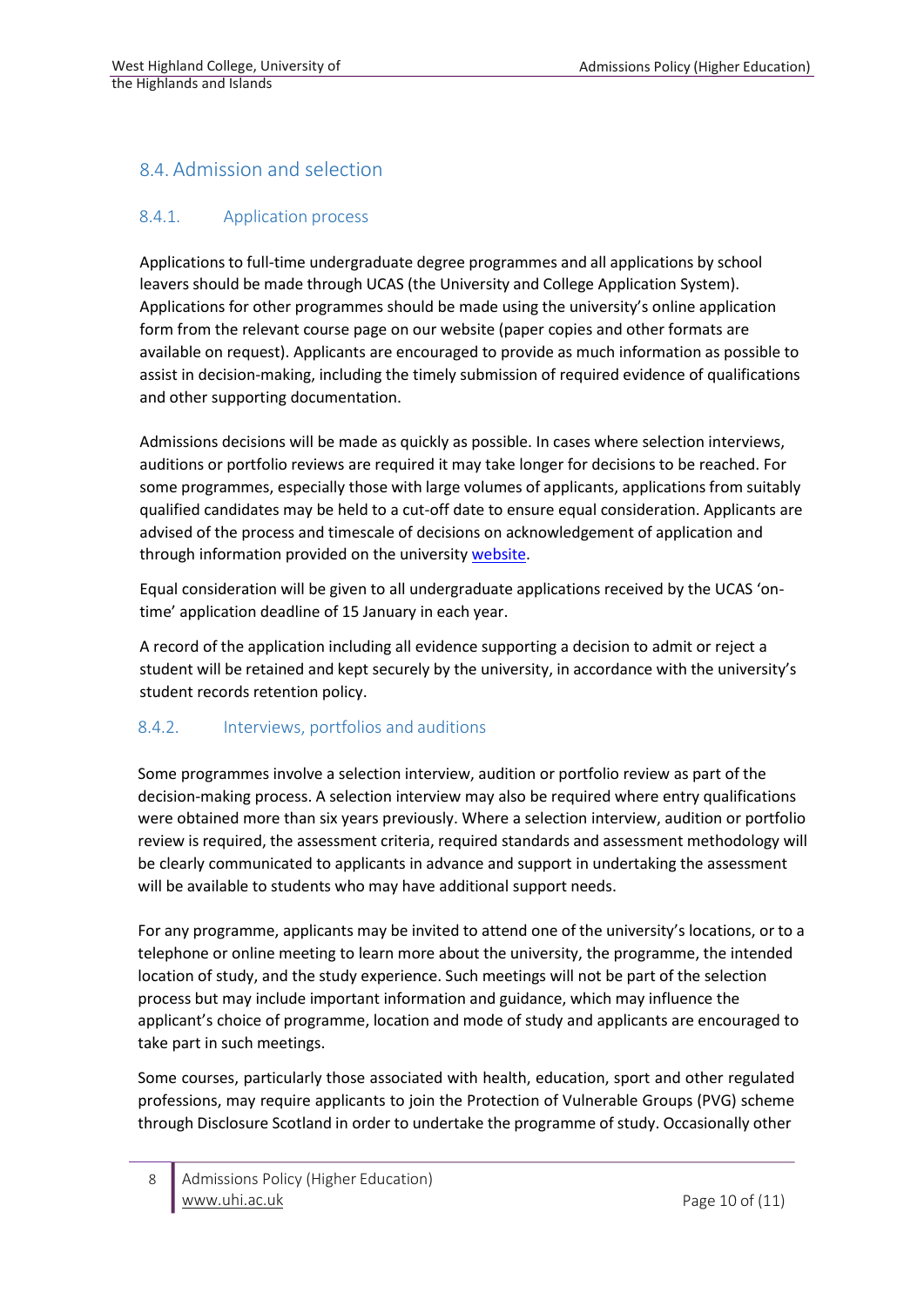## 8.4. Admission and selection

### 8.4.1. Application process

Applications to full-time undergraduate degree programmes and all applications by school leavers should be made through UCAS (the University and College Application System). Applications for other programmes should be made using the university's online application form from the relevant course page on our website (paper copies and other formats are available on request). Applicants are encouraged to provide as much information as possible to assist in decision-making, including the timely submission of required evidence of qualifications and other supporting documentation.

Admissions decisions will be made as quickly as possible. In cases where selection interviews, auditions or portfolio reviews are required it may take longer for decisions to be reached. For some programmes, especially those with large volumes of applicants, applications from suitably qualified candidates may be held to a cut-off date to ensure equal consideration. Applicants are advised of the process and timescale of decisions on acknowledgement of application and through information provided on the university website.

Equal consideration will be given to all undergraduate applications received by the UCAS 'on-time' application deadline of 15 January in each year.

A record of the application including all evidence supporting a decision to admit or reject a student will be retained and kept securely by the university, in accordance with the university's student records retention policy.

### 8.4.2. Interviews, portfolios and auditions

Some programmes involve a selection interview, audition or portfolio review as part of the decision-making process. A selection interview may also be required where entry qualifications were obtained more than six years previously. Where a selection interview, audition or portfolio review is required, the assessment criteria, required standards and assessment methodology will be clearly communicated to applicants in advance and support in undertaking the assessment will be available to students who may have additional support needs.

For any programme, applicants may be invited to attend one of the university's locations, or to a telephone or online meeting to learn more about the university, the programme, the intended location of study, and the study experience. Such meetings will not be part of the selection process but may include important information and guidance, which may influence the applicant's choice of programme, location and mode of study and applicants are encouraged to take part in such meetings.

Some courses, particularly those associated with health, education, sport and other regulated professions, may require applicants to join the Protection of Vulnerable Groups (PVG) scheme through Disclosure Scotland in order to undertake the programme of study. Occasionally other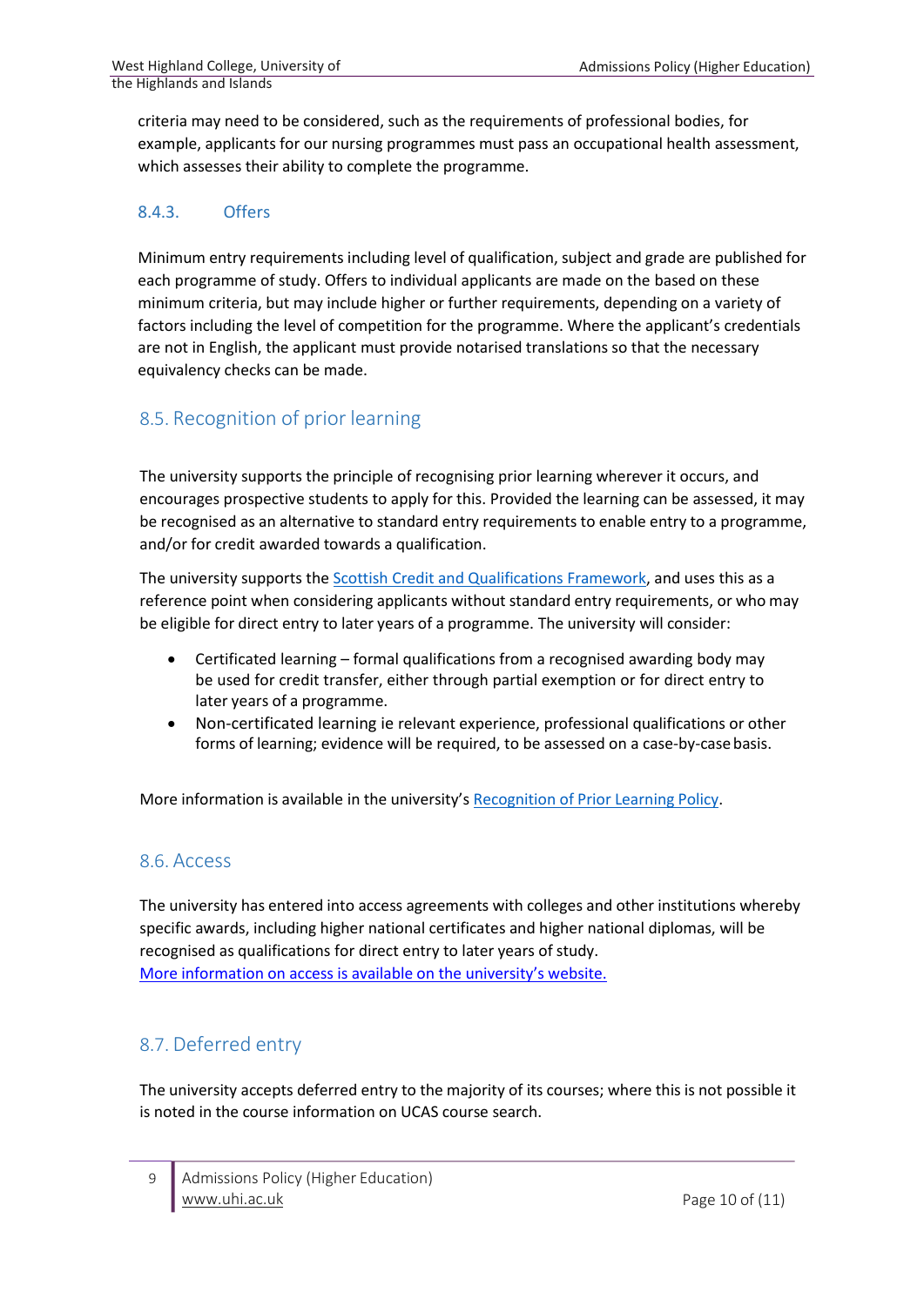criteria may need to be considered, such as the requirements of professional bodies, for example, applicants for our nursing programmes must pass an occupational health assessment, which assesses their ability to complete the programme.

#### 8.4.3. Offers

Minimum entry requirements including level of qualification, subject and grade are published for each programme of study. Offers to individual applicants are made on the based on these minimum criteria, but may include higher or further requirements, depending on a variety of factors including the level of competition for the programme. Where the applicant's credentials are not in English, the applicant must provide notarised translations so that the necessary equivalency checks can be made.

### 8.5. Recognition of prior learning

The university supports the principle of recognising prior learning wherever it occurs, and encourages prospective students to apply for this. Provided the learning can be assessed, it may be recognised as an alternative to standard entry requirements to enable entry to a programme, and/or for credit awarded towards a qualification.

The university supports the [Scottish Credit and Qualifications Framework](), and uses this as a reference point when considering applicants without standard entry requirements, or who may be eligible for direct entry to later years of a programme. The university will consider:

- Certificated learning – formal qualifications from a recognised awarding body may be used for credit transfer, either through partial exemption or for direct entry to later years of a programme.
- Non-certificated learning ie relevant experience, professional qualifications or other forms of learning; evidence will be required, to be assessed on a case-by-case basis.

More information is available in the university's [Recognition of Prior Learning Policy]().

### 8.6. Access

The university has entered into access agreements with colleges and other institutions whereby specific awards, including higher national certificates and higher national diplomas, will be recognised as qualifications for direct entry to later years of study.
[More information on access is available on the university's website.]()

### 8.7. Deferred entry

The university accepts deferred entry to the majority of its courses; where this is not possible it is noted in the course information on UCAS course search.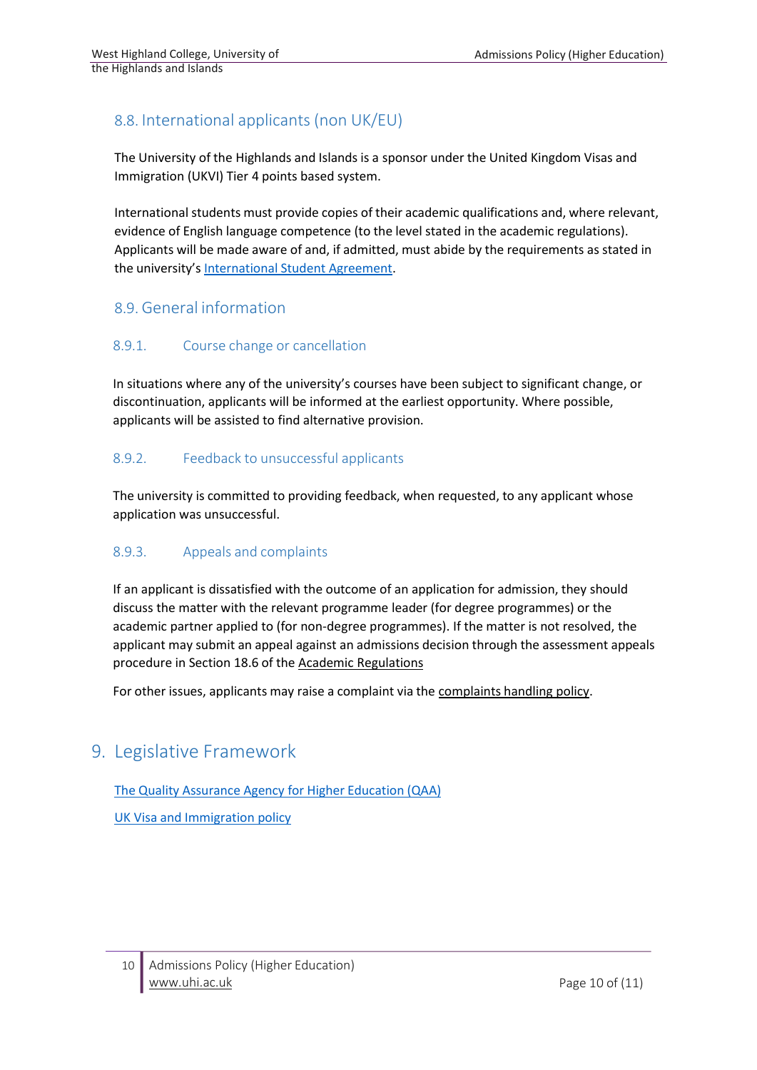## 8.8. International applicants (non UK/EU)

The University of the Highlands and Islands is a sponsor under the United Kingdom Visas and Immigration (UKVI) Tier 4 points based system.

International students must provide copies of their academic qualifications and, where relevant, evidence of English language competence (to the level stated in the academic regulations). Applicants will be made aware of and, if admitted, must abide by the requirements as stated in the university's International Student Agreement.

## 8.9. General information

### 8.9.1. Course change or cancellation

In situations where any of the university's courses have been subject to significant change, or discontinuation, applicants will be informed at the earliest opportunity. Where possible, applicants will be assisted to find alternative provision.

### 8.9.2. Feedback to unsuccessful applicants

The university is committed to providing feedback, when requested, to any applicant whose application was unsuccessful.

### 8.9.3. Appeals and complaints

If an applicant is dissatisfied with the outcome of an application for admission, they should discuss the matter with the relevant programme leader (for degree programmes) or the academic partner applied to (for non-degree programmes). If the matter is not resolved, the applicant may submit an appeal against an admissions decision through the assessment appeals procedure in Section 18.6 of the Academic Regulations

For other issues, applicants may raise a complaint via the complaints handling policy.

# 9. Legislative Framework

The Quality Assurance Agency for Higher Education (QAA)

UK Visa and Immigration policy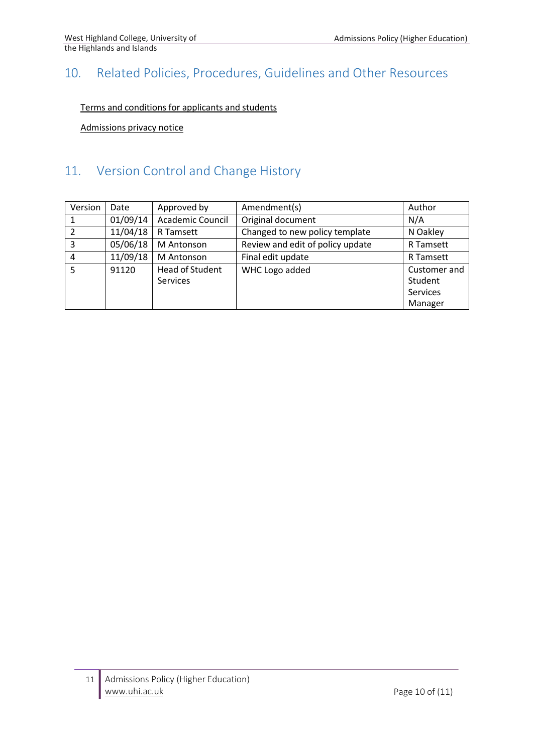## 10. Related Policies, Procedures, Guidelines and Other Resources

Terms and conditions for applicants and students

Admissions privacy notice

## 11. Version Control and Change History

| Version | Date | Approved by | Amendment(s) | Author |
|---|---|---|---|---|
| 1 | 01/09/14 | Academic Council | Original document | N/A |
| 2 | 11/04/18 | R Tamsett | Changed to new policy template | N Oakley |
| 3 | 05/06/18 | M Antonson | Review and edit of policy update | R Tamsett |
| 4 | 11/09/18 | M Antonson | Final edit update | R Tamsett |
| 5 | 91120 | Head of Student Services | WHC Logo added | Customer and Student Services Manager |